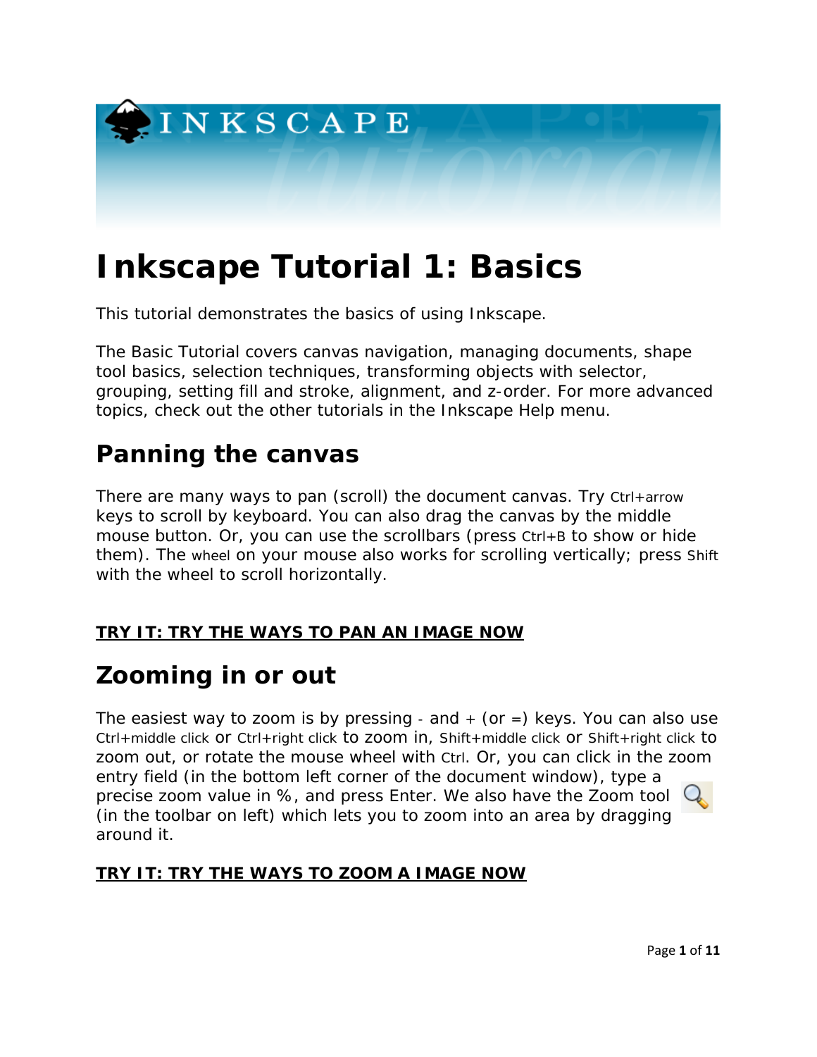# Inkscape Tutorial 1: Basics

This tutorial demonstrates the basics of using Inkscape.

The Basic Tutorial covers canvas navigation, managing documents, shape tool basics, selection techniques, transforming objects with selector, grouping, setting fill and stroke, alignment, and z-order. For more advanced topics, check out the other tutorials in the Inkscape Help menu.

## Panning the canvas

There are many ways to pan (scroll) the document canvas. Try Ctrl+arrow keys to scroll by keyboard. You can also drag the canvas by the middle mouse button. Or, you can use the scrollbars (press Ctrl+B to show or hide them). The wheel on your mouse also works for scrolling vertically; press Shift with the wheel to scroll horizontally.

**TRY IT: TRY THE WAYS TO PAN AN IMAGE NOW**

## Zooming in or out

The easiest way to zoom is by pressing - and + (or =) keys. You can also use Ctrl+middle click or Ctrl+right click to zoom in, Shift+middle click or Shift+right click to zoom out, or rotate the mouse wheel with Ctrl. Or, you can click in the zoom entry field (in the bottom left corner of the document window), type a precise zoom value in %, and press Enter. We also have the Zoom tool (in the toolbar on left) which lets you to zoom into an area by dragging around it.

**TRY IT: TRY THE WAYS TO ZOOM A IMAGE NOW**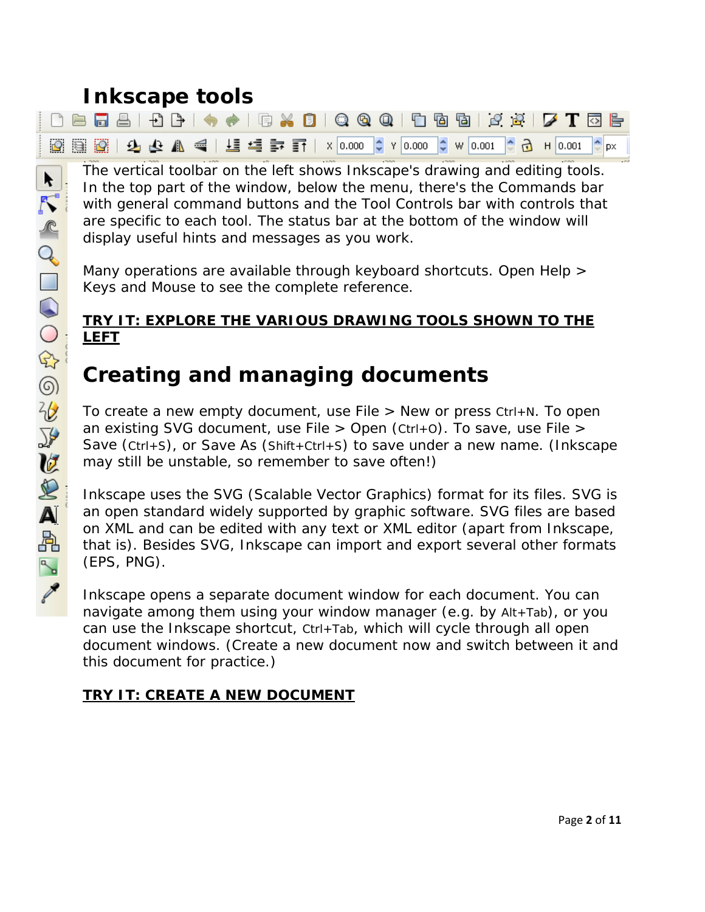# Inkscape tools

The vertical toolbar on the left shows Inkscape's drawing and editing tools. In the top part of the window, below the menu, there's the Commands bar with general command buttons and the Tool Controls bar with controls that are specific to each tool. The status bar at the bottom of the window will display useful hints and messages as you work.

Many operations are available through keyboard shortcuts. Open Help > Keys and Mouse to see the complete reference.

**TRY IT: EXPLORE THE VARIOUS DRAWING TOOLS SHOWN TO THE LEFT**

# Creating and managing documents

To create a new empty document, use File > New or press Ctrl+N. To open an existing SVG document, use File > Open (Ctrl+O). To save, use File > Save (Ctrl+S), or Save As (Shift+Ctrl+S) to save under a new name. (Inkscape may still be unstable, so remember to save often!)

Inkscape uses the SVG (Scalable Vector Graphics) format for its files. SVG is an open standard widely supported by graphic software. SVG files are based on XML and can be edited with any text or XML editor (apart from Inkscape, that is). Besides SVG, Inkscape can import and export several other formats (EPS, PNG).

Inkscape opens a separate document window for each document. You can navigate among them using your window manager (e.g. by Alt+Tab), or you can use the Inkscape shortcut, Ctrl+Tab, which will cycle through all open document windows. (Create a new document now and switch between it and this document for practice.)

**TRY IT: CREATE A NEW DOCUMENT**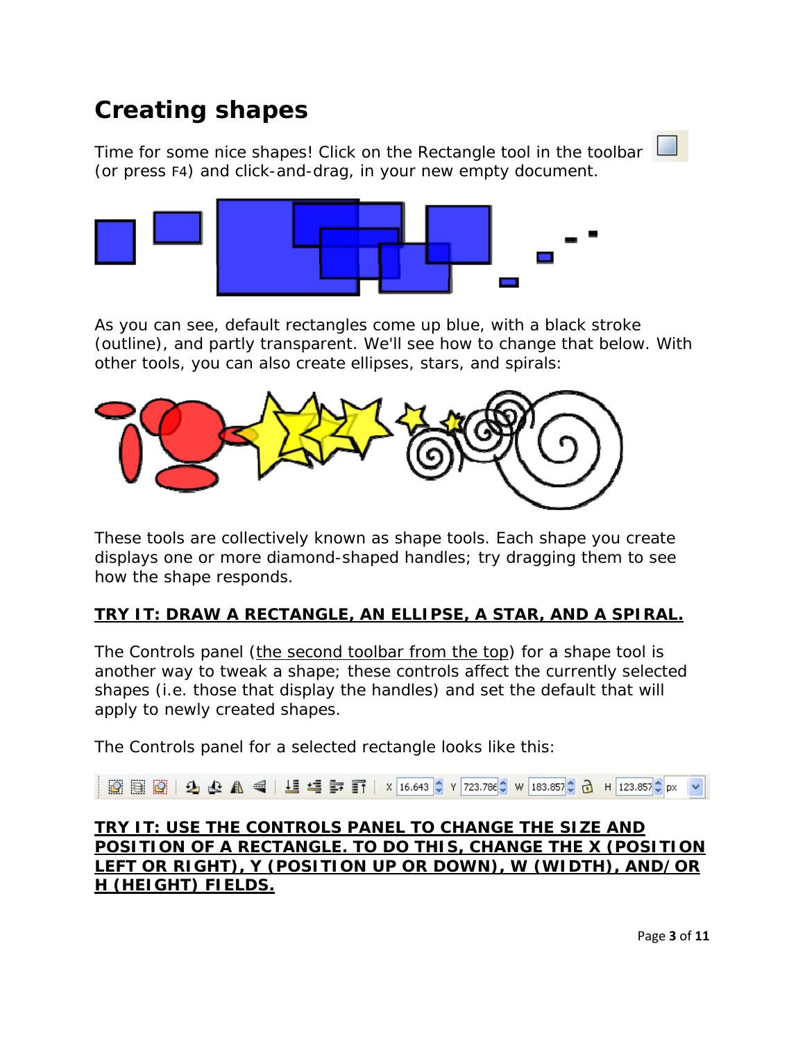# Creating shapes

Time for some nice shapes! Click on the Rectangle tool in the toolbar (or press F4) and click-and-drag, in your new empty document.

As you can see, default rectangles come up blue, with a black stroke (outline), and partly transparent. We'll see how to change that below. With other tools, you can also create ellipses, stars, and spirals:

These tools are collectively known as shape tools. Each shape you create displays one or more diamond-shaped handles; try dragging them to see how the shape responds.

**TRY IT: DRAW A RECTANGLE, AN ELLIPSE, A STAR, AND A SPIRAL.**

The Controls panel (the second toolbar from the top) for a shape tool is another way to tweak a shape; these controls affect the currently selected shapes (i.e. those that display the handles) and set the default that will apply to newly created shapes.

The Controls panel for a selected rectangle looks like this:

**TRY IT: USE THE CONTROLS PANEL TO CHANGE THE SIZE AND POSITION OF A RECTANGLE. TO DO THIS, CHANGE THE X (POSITION LEFT OR RIGHT), Y (POSITION UP OR DOWN), W (WIDTH), AND/OR H (HEIGHT) FIELDS.**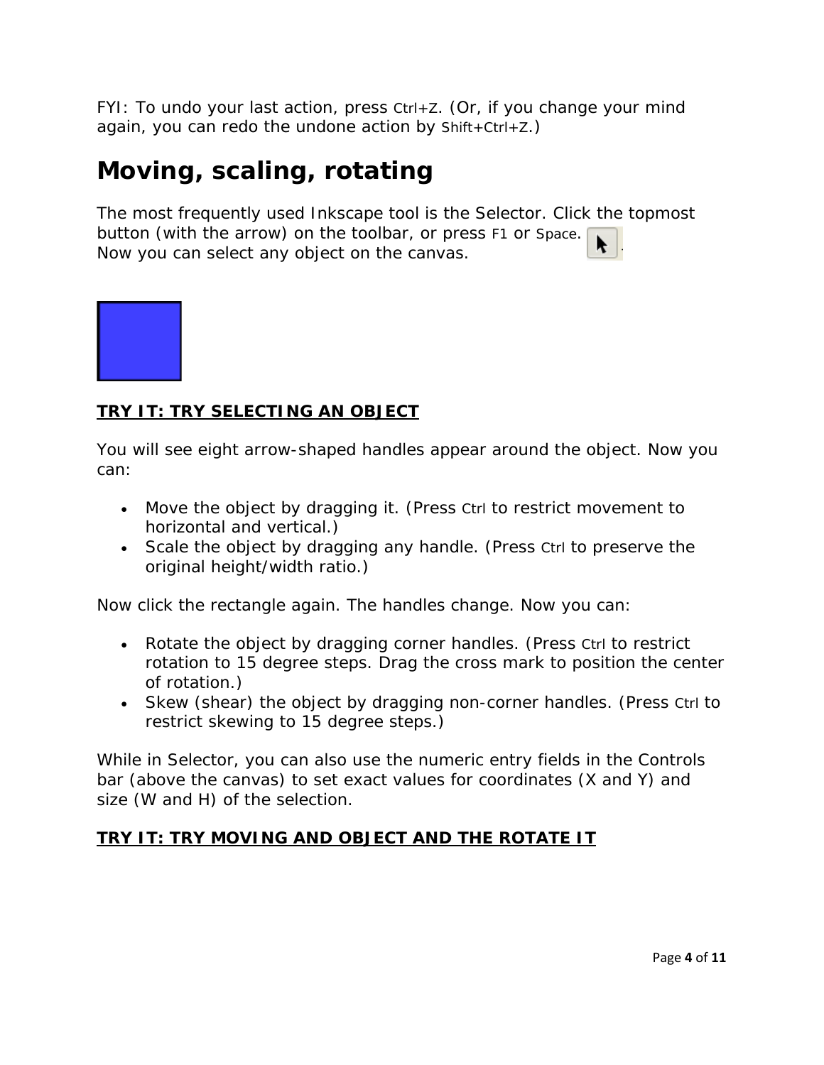FYI: To undo your last action, press Ctrl+Z. (Or, if you change your mind again, you can redo the undone action by Shift+Ctrl+Z.)

# Moving, scaling, rotating

The most frequently used Inkscape tool is the Selector. Click the topmost button (with the arrow) on the toolbar, or press F1 or Space. Now you can select any object on the canvas.

**TRY IT: TRY SELECTING AN OBJECT**

You will see eight arrow-shaped handles appear around the object. Now you can:

- Move the object by dragging it. (Press Ctrl to restrict movement to horizontal and vertical.)
- Scale the object by dragging any handle. (Press Ctrl to preserve the original height/width ratio.)

Now click the rectangle again. The handles change. Now you can:

- Rotate the object by dragging corner handles. (Press Ctrl to restrict rotation to 15 degree steps. Drag the cross mark to position the center of rotation.)
- Skew (shear) the object by dragging non-corner handles. (Press Ctrl to restrict skewing to 15 degree steps.)

While in Selector, you can also use the numeric entry fields in the Controls bar (above the canvas) to set exact values for coordinates (X and Y) and size (W and H) of the selection.

**TRY IT: TRY MOVING AND OBJECT AND THE ROTATE IT**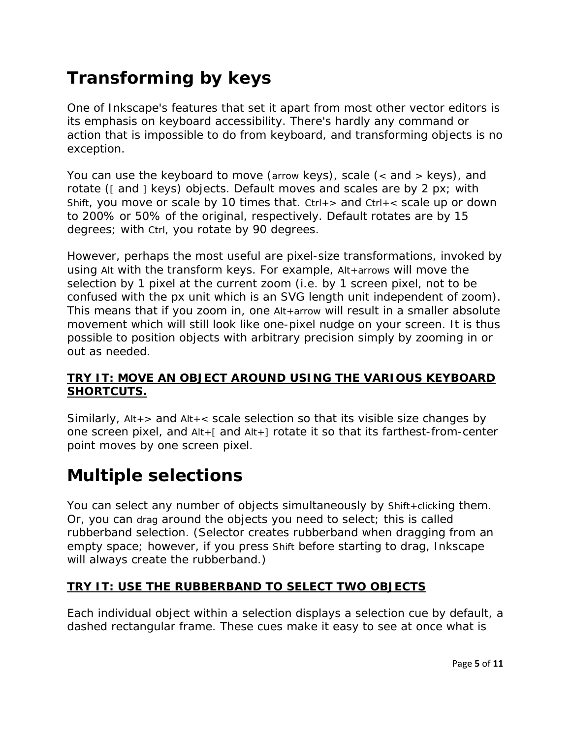# Transforming by keys

One of Inkscape's features that set it apart from most other vector editors is its emphasis on keyboard accessibility. There's hardly any command or action that is impossible to do from keyboard, and transforming objects is no exception.

You can use the keyboard to move (arrow keys), scale (< and > keys), and rotate ([ and ] keys) objects. Default moves and scales are by 2 px; with Shift, you move or scale by 10 times that. Ctrl+> and Ctrl+< scale up or down to 200% or 50% of the original, respectively. Default rotates are by 15 degrees; with Ctrl, you rotate by 90 degrees.

However, perhaps the most useful are pixel-size transformations, invoked by using Alt with the transform keys. For example, Alt+arrows will move the selection by 1 pixel at the current zoom (i.e. by 1 screen pixel, not to be confused with the px unit which is an SVG length unit independent of zoom). This means that if you zoom in, one Alt+arrow will result in a smaller absolute movement which will still look like one-pixel nudge on your screen. It is thus possible to position objects with arbitrary precision simply by zooming in or out as needed.

**TRY IT: MOVE AN OBJECT AROUND USING THE VARIOUS KEYBOARD SHORTCUTS.**

Similarly, Alt+> and Alt+< scale selection so that its visible size changes by one screen pixel, and Alt+[ and Alt+] rotate it so that its farthest-from-center point moves by one screen pixel.

# Multiple selections

You can select any number of objects simultaneously by Shift+clicking them. Or, you can drag around the objects you need to select; this is called rubberband selection. (Selector creates rubberband when dragging from an empty space; however, if you press Shift before starting to drag, Inkscape will always create the rubberband.)

**TRY IT: USE THE RUBBERBAND TO SELECT TWO OBJECTS**

Each individual object within a selection displays a selection cue by default, a dashed rectangular frame. These cues make it easy to see at once what is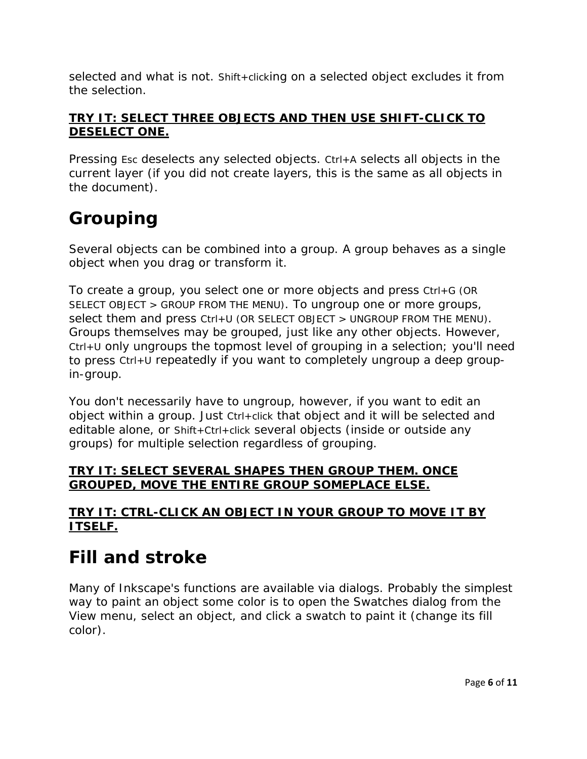selected and what is not. Shift+clicking on a selected object excludes it from the selection.

**TRY IT: SELECT THREE OBJECTS AND THEN USE SHIFT-CLICK TO DESELECT ONE.**

Pressing Esc deselects any selected objects. Ctrl+A selects all objects in the current layer (if you did not create layers, this is the same as all objects in the document).

# Grouping

Several objects can be combined into a group. A group behaves as a single object when you drag or transform it.

To create a group, you select one or more objects and press Ctrl+G (OR SELECT OBJECT > GROUP FROM THE MENU). To ungroup one or more groups, select them and press Ctrl+U (OR SELECT OBJECT > UNGROUP FROM THE MENU). Groups themselves may be grouped, just like any other objects. However, Ctrl+U only ungroups the topmost level of grouping in a selection; you'll need to press Ctrl+U repeatedly if you want to completely ungroup a deep group-in-group.

You don't necessarily have to ungroup, however, if you want to edit an object within a group. Just Ctrl+click that object and it will be selected and editable alone, or Shift+Ctrl+click several objects (inside or outside any groups) for multiple selection regardless of grouping.

**TRY IT: SELECT SEVERAL SHAPES THEN GROUP THEM. ONCE GROUPED, MOVE THE ENTIRE GROUP SOMEPLACE ELSE.**

**TRY IT: CTRL-CLICK AN OBJECT IN YOUR GROUP TO MOVE IT BY ITSELF.**

# Fill and stroke

Many of Inkscape's functions are available via dialogs. Probably the simplest way to paint an object some color is to open the Swatches dialog from the View menu, select an object, and click a swatch to paint it (change its fill color).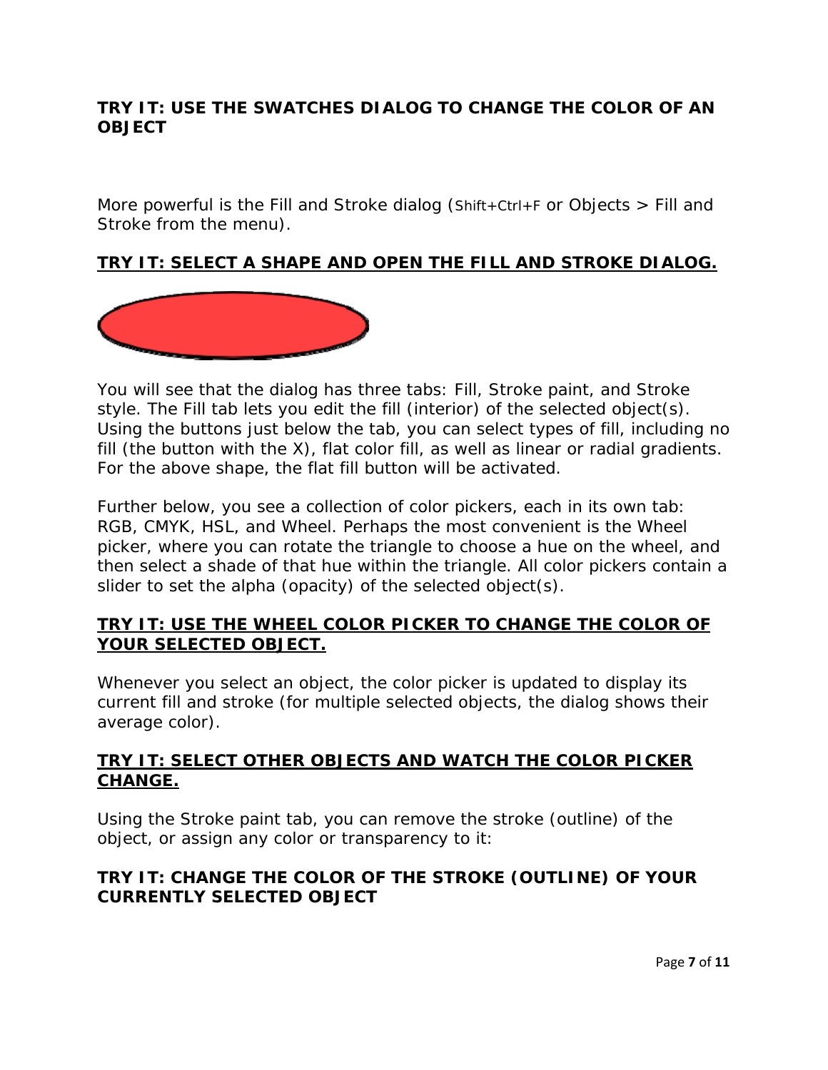**TRY IT: USE THE SWATCHES DIALOG TO CHANGE THE COLOR OF AN OBJECT**

More powerful is the Fill and Stroke dialog (Shift+Ctrl+F or Objects > Fill and Stroke from the menu).

**TRY IT: SELECT A SHAPE AND OPEN THE FILL AND STROKE DIALOG.**

You will see that the dialog has three tabs: Fill, Stroke paint, and Stroke style. The Fill tab lets you edit the fill (interior) of the selected object(s). Using the buttons just below the tab, you can select types of fill, including no fill (the button with the X), flat color fill, as well as linear or radial gradients. For the above shape, the flat fill button will be activated.

Further below, you see a collection of color pickers, each in its own tab: RGB, CMYK, HSL, and Wheel. Perhaps the most convenient is the Wheel picker, where you can rotate the triangle to choose a hue on the wheel, and then select a shade of that hue within the triangle. All color pickers contain a slider to set the alpha (opacity) of the selected object(s).

**TRY IT: USE THE WHEEL COLOR PICKER TO CHANGE THE COLOR OF YOUR SELECTED OBJECT.**

Whenever you select an object, the color picker is updated to display its current fill and stroke (for multiple selected objects, the dialog shows their average color).

**TRY IT: SELECT OTHER OBJECTS AND WATCH THE COLOR PICKER CHANGE.**

Using the Stroke paint tab, you can remove the stroke (outline) of the object, or assign any color or transparency to it:

**TRY IT: CHANGE THE COLOR OF THE STROKE (OUTLINE) OF YOUR CURRENTLY SELECTED OBJECT**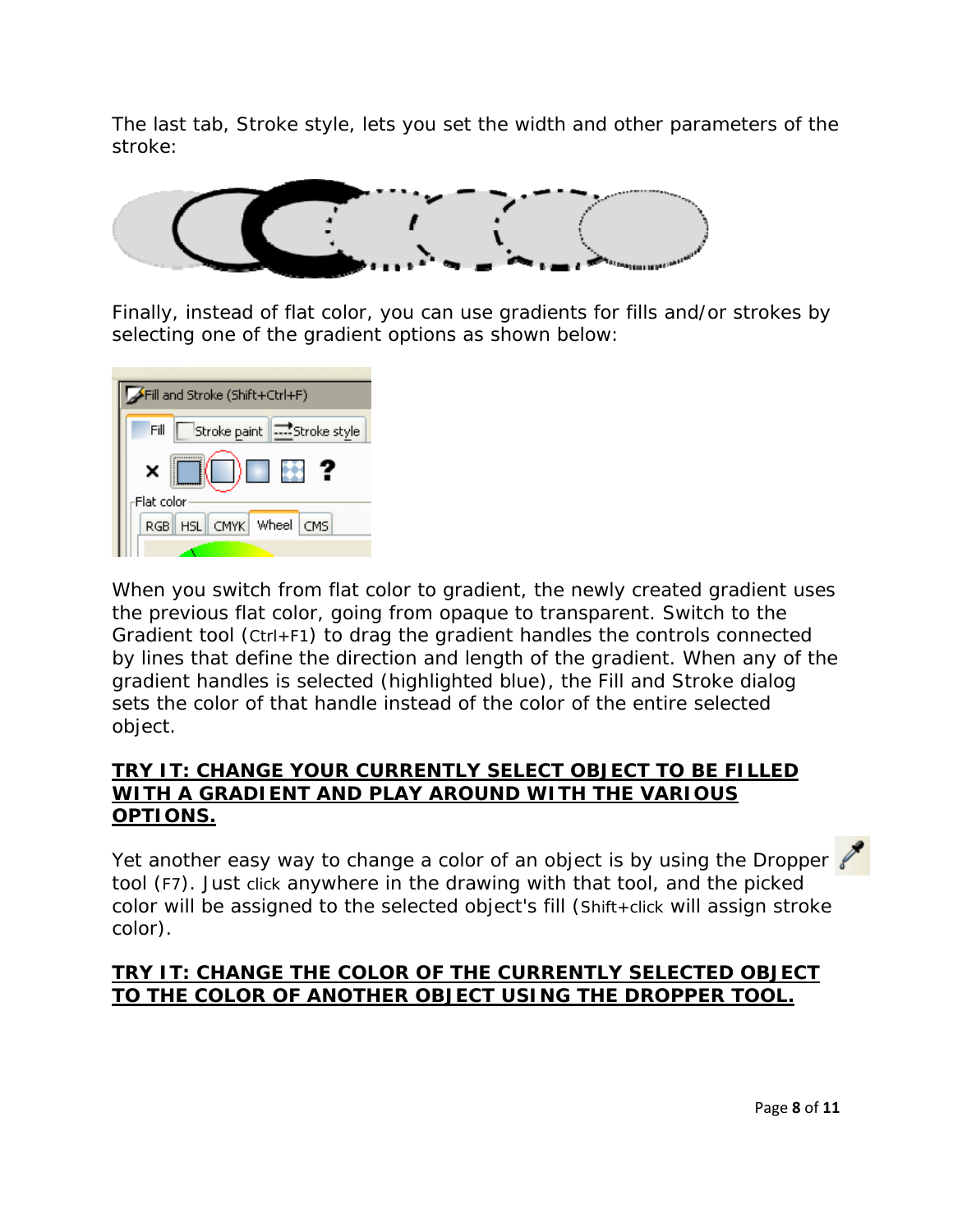The last tab, Stroke style, lets you set the width and other parameters of the stroke:

Finally, instead of flat color, you can use gradients for fills and/or strokes by selecting one of the gradient options as shown below:

When you switch from flat color to gradient, the newly created gradient uses the previous flat color, going from opaque to transparent. Switch to the Gradient tool (Ctrl+F1) to drag the gradient handles the controls connected by lines that define the direction and length of the gradient. When any of the gradient handles is selected (highlighted blue), the Fill and Stroke dialog sets the color of that handle instead of the color of the entire selected object.

**<u>TRY IT: CHANGE YOUR CURRENTLY SELECT OBJECT TO BE FILLED WITH A GRADIENT AND PLAY AROUND WITH THE VARIOUS OPTIONS.</u>**

Yet another easy way to change a color of an object is by using the Dropper tool (F7). Just click anywhere in the drawing with that tool, and the picked color will be assigned to the selected object's fill (Shift+click will assign stroke color).

**<u>TRY IT: CHANGE THE COLOR OF THE CURRENTLY SELECTED OBJECT TO THE COLOR OF ANOTHER OBJECT USING THE DROPPER TOOL.</u>**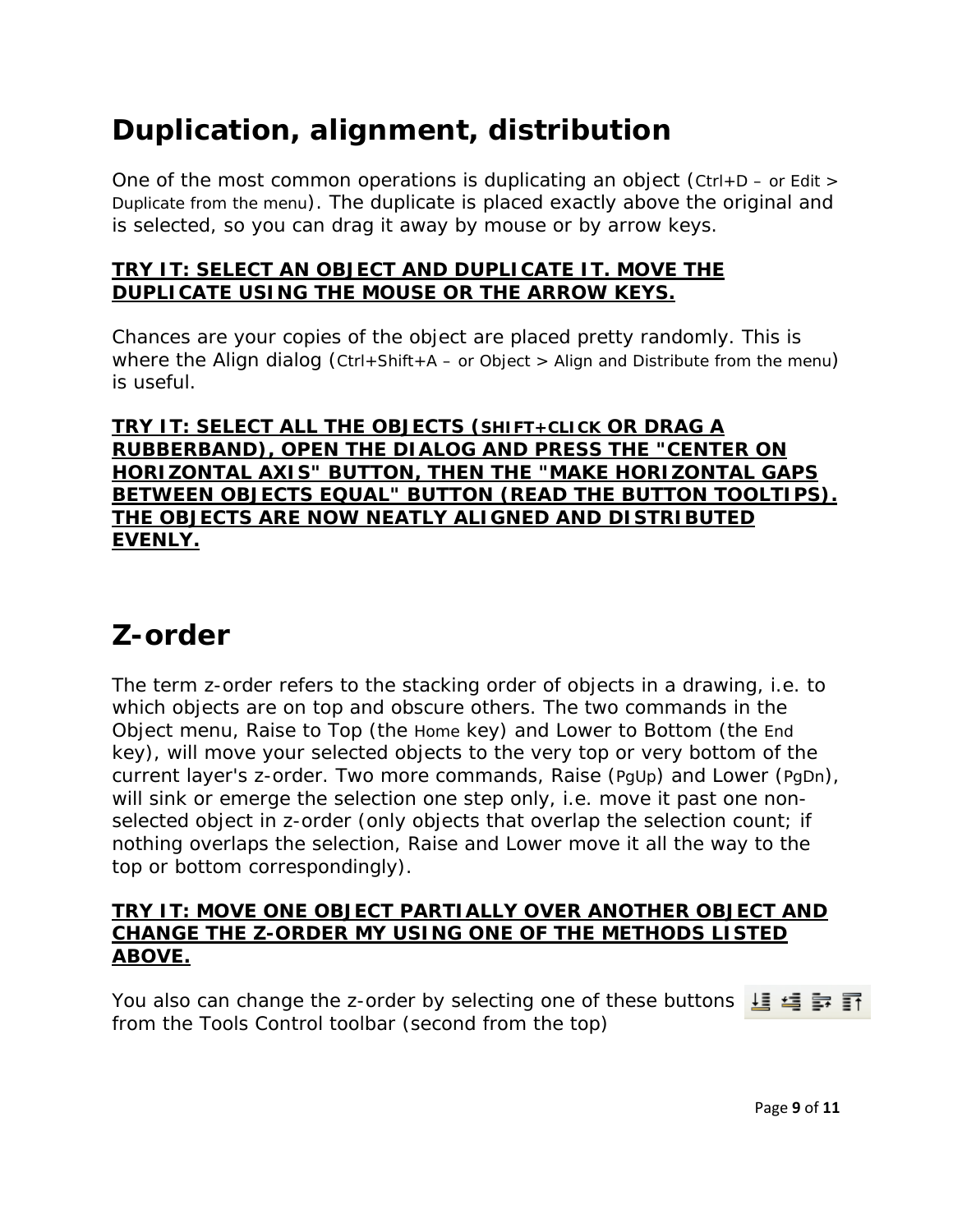# Duplication, alignment, distribution

One of the most common operations is duplicating an object (Ctrl+D – or Edit > Duplicate from the menu). The duplicate is placed exactly above the original and is selected, so you can drag it away by mouse or by arrow keys.

**TRY IT: SELECT AN OBJECT AND DUPLICATE IT. MOVE THE DUPLICATE USING THE MOUSE OR THE ARROW KEYS.**

Chances are your copies of the object are placed pretty randomly. This is where the Align dialog (Ctrl+Shift+A – or Object > Align and Distribute from the menu) is useful.

**TRY IT: SELECT ALL THE OBJECTS (SHIFT+CLICK OR DRAG A RUBBERBAND), OPEN THE DIALOG AND PRESS THE "CENTER ON HORIZONTAL AXIS" BUTTON, THEN THE "MAKE HORIZONTAL GAPS BETWEEN OBJECTS EQUAL" BUTTON (READ THE BUTTON TOOLTIPS). THE OBJECTS ARE NOW NEATLY ALIGNED AND DISTRIBUTED EVENLY.**

# Z-order

The term z-order refers to the stacking order of objects in a drawing, i.e. to which objects are on top and obscure others. The two commands in the Object menu, Raise to Top (the Home key) and Lower to Bottom (the End key), will move your selected objects to the very top or very bottom of the current layer's z-order. Two more commands, Raise (PgUp) and Lower (PgDn), will sink or emerge the selection one step only, i.e. move it past one non-selected object in z-order (only objects that overlap the selection count; if nothing overlaps the selection, Raise and Lower move it all the way to the top or bottom correspondingly).

**TRY IT: MOVE ONE OBJECT PARTIALLY OVER ANOTHER OBJECT AND CHANGE THE Z-ORDER MY USING ONE OF THE METHODS LISTED ABOVE.**

You also can change the z-order by selecting one of these buttons from the Tools Control toolbar (second from the top)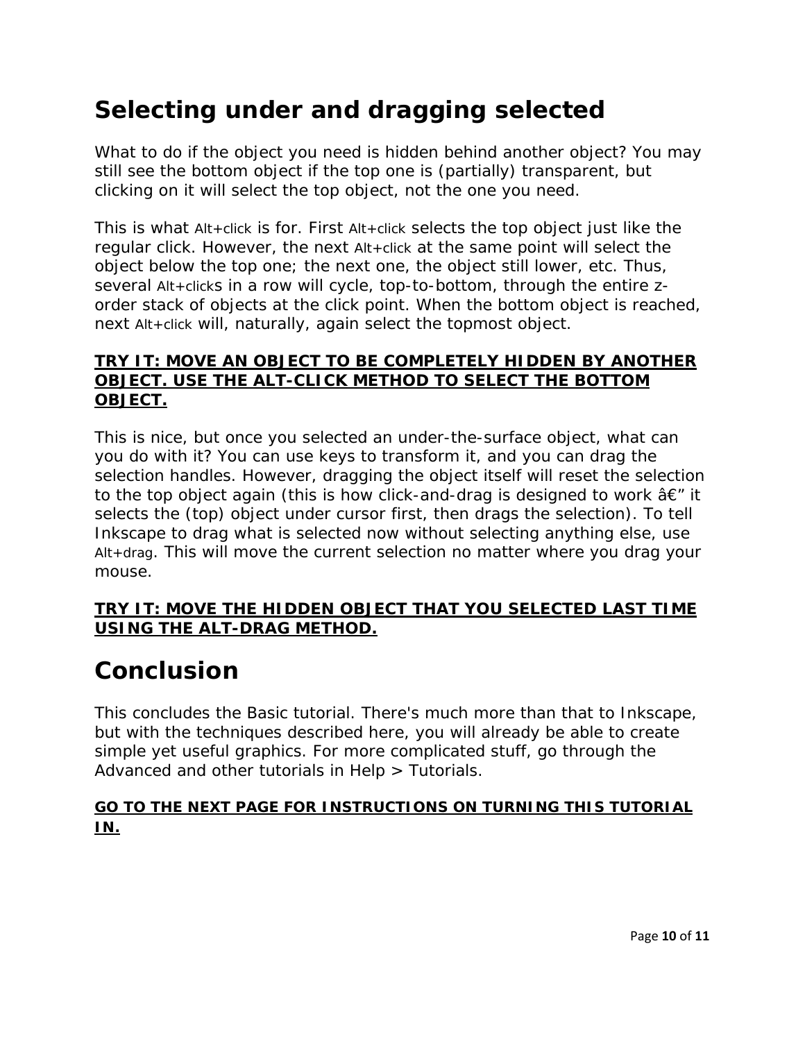## Selecting under and dragging selected

What to do if the object you need is hidden behind another object? You may still see the bottom object if the top one is (partially) transparent, but clicking on it will select the top object, not the one you need.

This is what Alt+click is for. First Alt+click selects the top object just like the regular click. However, the next Alt+click at the same point will select the object below the top one; the next one, the object still lower, etc. Thus, several Alt+clicks in a row will cycle, top-to-bottom, through the entire z-order stack of objects at the click point. When the bottom object is reached, next Alt+click will, naturally, again select the topmost object.

**TRY IT: MOVE AN OBJECT TO BE COMPLETELY HIDDEN BY ANOTHER OBJECT. USE THE ALT-CLICK METHOD TO SELECT THE BOTTOM OBJECT.**

This is nice, but once you selected an under-the-surface object, what can you do with it? You can use keys to transform it, and you can drag the selection handles. However, dragging the object itself will reset the selection to the top object again (this is how click-and-drag is designed to work â€” it selects the (top) object under cursor first, then drags the selection). To tell Inkscape to drag what is selected now without selecting anything else, use Alt+drag. This will move the current selection no matter where you drag your mouse.

**TRY IT: MOVE THE HIDDEN OBJECT THAT YOU SELECTED LAST TIME USING THE ALT-DRAG METHOD.**

# Conclusion

This concludes the Basic tutorial. There's much more than that to Inkscape, but with the techniques described here, you will already be able to create simple yet useful graphics. For more complicated stuff, go through the Advanced and other tutorials in Help > Tutorials.

**GO TO THE NEXT PAGE FOR INSTRUCTIONS ON TURNING THIS TUTORIAL IN.**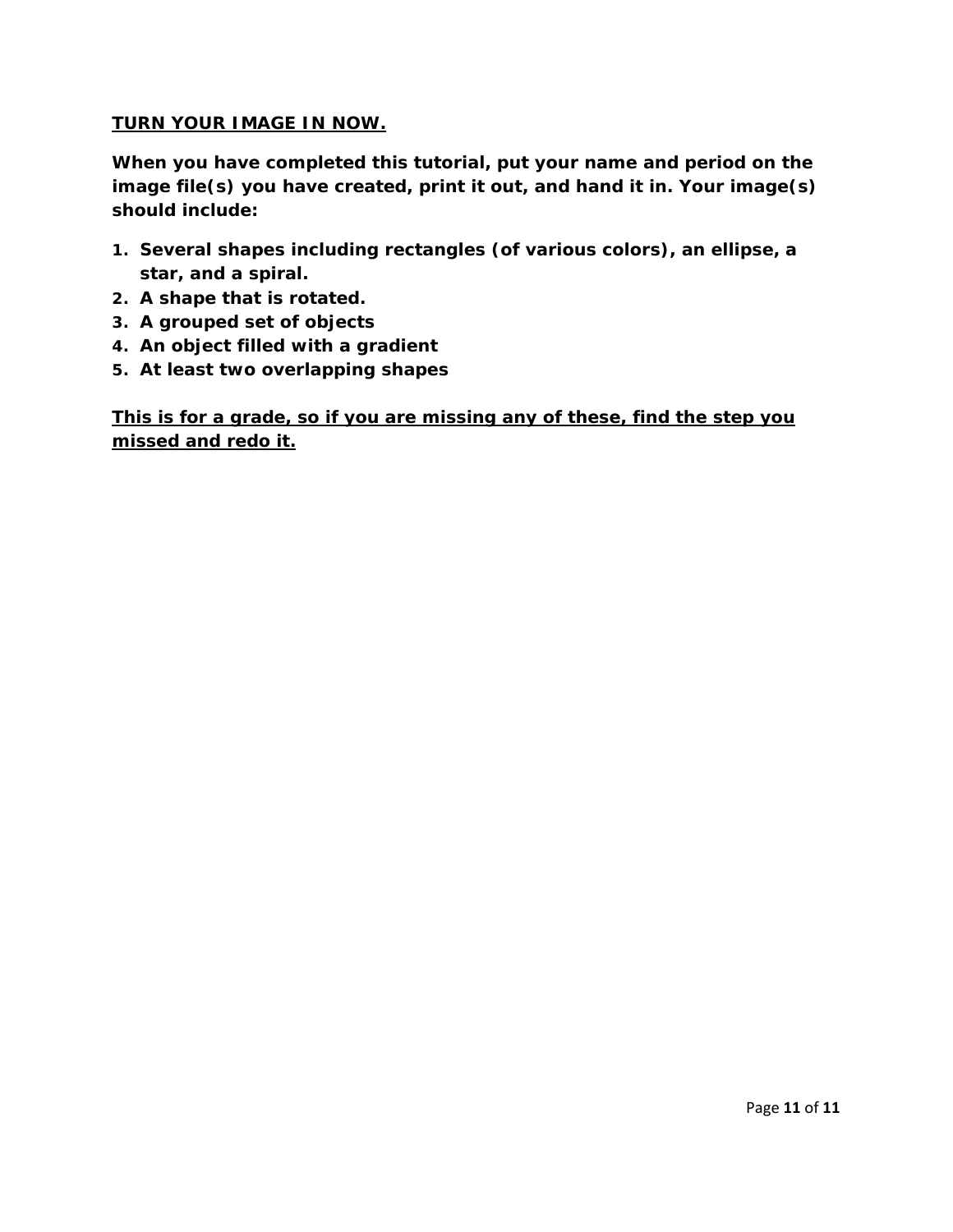**<u>TURN YOUR IMAGE IN NOW.</u>**

**When you have completed this tutorial, put your name and period on the image file(s) you have created, print it out, and hand it in. Your image(s) should include:**

1. **Several shapes including rectangles (of various colors), an ellipse, a star, and a spiral.**
2. **A shape that is rotated.**
3. **A grouped set of objects**
4. **An object filled with a gradient**
5. **At least two overlapping shapes**

**<u>This is for a grade, so if you are missing any of these, find the step you missed and redo it.</u>**